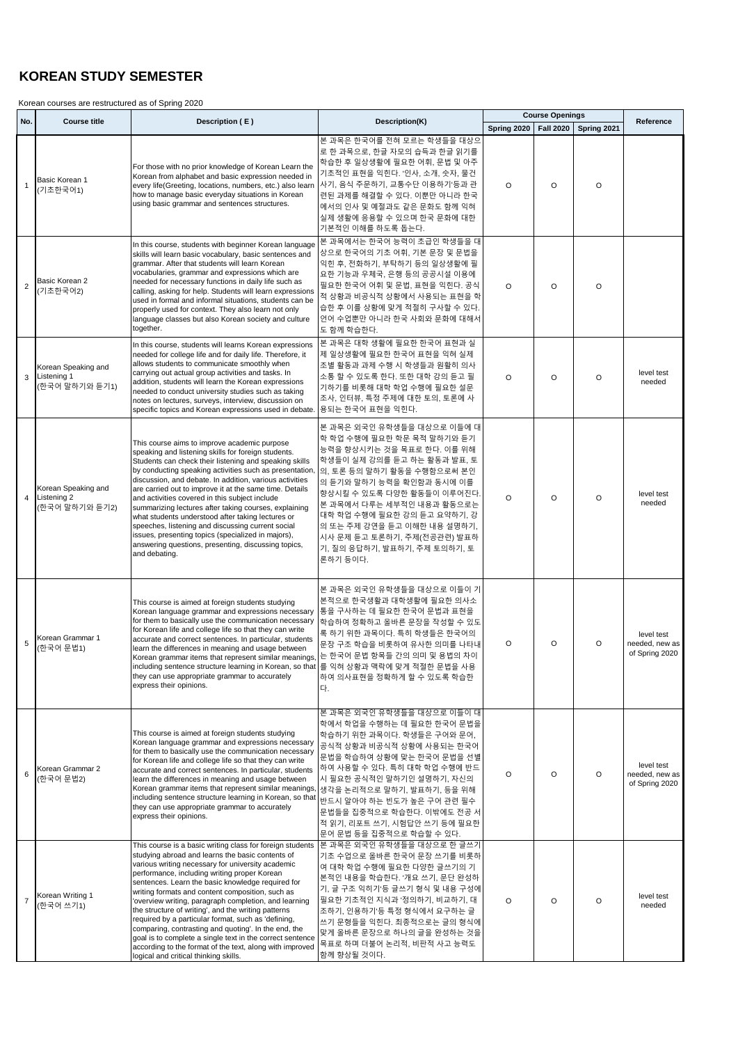# KOREAN STUDY SEMESTER

Korean courses are restructured as of Spring 2020

| No. | Course title | Description ( E ) | Description(K) | Course Openings | | | Reference |
|---|---|---|---|---|---|---|---|
| | | | | Spring 2020 | Fall 2020 | Spring 2021 | |
| 1 | Basic Korean 1 (기초한국어1) | For those with no prior knowledge of Korean Learn the Korean from alphabet and basic expression needed in every life(Greeting, locations, numbers, etc.) also learn how to manage basic everyday situations in Korean using basic grammar and sentences structures. | 본 과목은 한국어를 전혀 모르는 학생들을 대상으로 한 과목으로, 한글 자모의 습득과 한글 읽기를 학습한 후 일상생활에 필요한 어휘, 문법 및 아주 기초적인 표현을 익힌다. '인사, 소개, 숫자, 물건 사기, 음식 주문하기, 교통수단 이용하기'등과 관련된 과제를 해결할 수 있다. 이뿐만 아니라 한국에서의 인사 및 예절과도 같은 문화도 함께 익혀 실제 생활에 응용할 수 있으며 한국 문화에 대한 기본적인 이해를 하도록 돕는다. | O | O | O | |
| 2 | Basic Korean 2 (기초한국어2) | In this course, students with beginner Korean language skills will learn basic vocabulary, basic sentences and grammar. After that students will learn Korean vocabularies, grammar and expressions which are needed for necessary functions in daily life such as calling, asking for help. Students will learn expressions used in formal and informal situations, students can be properly used for context. They also learn not only language classes but also Korean society and culture together. | 본 과목에서는 한국어 능력이 초급인 학생들을 대상으로 한국어의 기초 어휘, 기본 문장 및 문법을 익힌 후, 전화하기, 부탁하기 등의 일상생활에 필요한 기능과 우체국, 은행 등의 공공시설 이용에 필요한 한국어 어휘 및 문법, 표현을 익힌다. 공식적 상황과 비공식적 상황에서 사용되는 표현을 학습한 후 이를 상황에 맞게 적절히 구사할 수 있다. 언어 수업뿐만 아니라 한국 사회와 문화에 대해서도 함께 학습한다. | O | O | O | |
| 3 | Korean Speaking and Listening 1 (한국어 말하기와 듣기1) | In this course, students will learns Korean expressions needed for college life and for daily life. Therefore, it allows students to communicate smoothly when carrying out actual group activities and tasks. In addition, students will learn the Korean expressions needed to conduct university studies such as taking notes on lectures, surveys, interview, discussion on specific topics and Korean expressions used in debate. | 본 과목은 대학 생활에 필요한 한국어 표현과 실제 일상생활에 필요한 한국어 표현을 익혀 실제 조별 활동과 과제 수행 시 학생들과 원활히 의사소통 할 수 있도록 한다. 또한 대학 강의 듣고 필기하기를 비롯해 대학 학업 수행에 필요한 설문조사, 인터뷰, 특정 주제에 대한 토의, 토론에 사용되는 한국어 표현을 익힌다. | O | O | O | level test needed |
| 4 | Korean Speaking and Listening 2 (한국어 말하기와 듣기2) | This course aims to improve academic purpose speaking and listening skills for foreign students. Students can check their listening and speaking skills by conducting speaking activities such as presentation, discussion, and debate. In addition, various activities are carried out to improve it at the same time. Details and activities covered in this subject include summarizing lectures after taking courses, explaining what students understood after taking lectures or speeches, listening and discussing current social issues, presenting topics (specialized in majors), answering questions, presenting, discussing topics, and debating. | 본 과목은 외국인 유학생들을 대상으로 이들에 대학 학업 수행에 필요한 학문 목적 말하기와 듣기 능력을 향상시키는 것을 목표로 한다. 이를 위해 학생들이 실제 강의를 듣고 하는 활동과 발표, 토의, 토론 등의 말하기 활동을 수행함으로써 본인의 듣기와 말하기 능력을 확인함과 동시에 이를 향상시킬 수 있도록 다양한 활동들이 이루어진다. 본 과목에서 다루는 세부적인 내용과 활동으로는 대학 학업 수행에 필요한 강의 듣고 요약하기, 강의 또는 주제 강연을 듣고 이해한 내용 설명하기, 시사 문제 듣고 토론하기, 주제(전공관련) 발표하기, 질의 응답하기, 발표하기, 주제 토의하기, 토론하기 등이다. | O | O | O | level test needed |
| 5 | Korean Grammar 1 (한국어 문법1) | This course is aimed at foreign students studying Korean language grammar and expressions necessary for them to basically use the communication necessary for Korean life and college life so that they can write accurate and correct sentences. In particular, students learn the differences in meaning and usage between Korean grammar items that represent similar meanings, including sentence structure learning in Korean, so that they can use appropriate grammar to accurately express their opinions. | 본 과목은 외국인 유학생들을 대상으로 이들이 기본적으로 한국생활과 대학생활에 필요한 의사소통을 구사하는 데 필요한 한국어 문법과 표현을 학습하여 정확하고 올바른 문장을 작성할 수 있도록 하기 위한 과목이다. 특히 학생들은 한국어의 문장 구조 학습을 비롯하여 유사한 의미를 나타내는 한국어 문법 항목들 간의 의미 및 용법의 차이를 익혀 상황과 맥락에 맞게 적절한 문법을 사용하여 의사표현을 정확하게 할 수 있도록 학습한다. | O | O | O | level test needed, new as of Spring 2020 |
| 6 | Korean Grammar 2 (한국어 문법2) | This course is aimed at foreign students studying Korean language grammar and expressions necessary for them to basically use the communication necessary for Korean life and college life so that they can write accurate and correct sentences. In particular, students learn the differences in meaning and usage between Korean grammar items that represent similar meanings, including sentence structure learning in Korean, so that they can use appropriate grammar to accurately express their opinions. | 본 과목은 외국인 유학생들을 대상으로 이들이 대학에서 학업을 수행하는 데 필요한 한국어 문법을 학습하기 위한 과목이다. 학생들은 구어와 문어, 공식적 상황과 비공식적 상황에 사용되는 한국어 문법을 학습하여 상황에 맞는 한국어 문법을 선별하여 사용할 수 있다. 특히 대학 학업 수행에 반드시 필요한 공식적인 말하기인 설명하기, 자신의 생각을 논리적으로 말하기, 발표하기, 등을 위해 반드시 알아야 하는 빈도가 높은 구어 관련 필수 문법들을 집중적으로 학습한다. 이밖에도 전공 서적 읽기, 리포트 쓰기, 시험답안 쓰기 등에 필요한 문어 문법 등을 집중적으로 학습할 수 있다. | O | O | O | level test needed, new as of Spring 2020 |
| 7 | Korean Writing 1 (한국어 쓰기1) | This course is a basic writing class for foreign students studying abroad and learns the basic contents of various writing necessary for university academic performance, including writing proper Korean sentences. Learn the basic knowledge required for writing formats and content composition, such as 'overview writing, paragraph completion, and learning the structure of writing', and the writing patterns required by a particular format, such as 'defining, comparing, contrasting and quoting'. In the end, the goal is to complete a single text in the correct sentence according to the format of the text, along with improved logical and critical thinking skills. | 본 과목은 외국인 유학생들을 대상으로 한 글쓰기 기초 수업으로 올바른 한국어 문장 쓰기를 비롯하여 대학 학업 수행에 필요한 다양한 글쓰기의 기본적인 내용을 학습한다. '개요 쓰기, 문단 완성하기, 글 구조 익히기'등 글쓰기 형식 및 내용 구성에 필요한 기초적인 지식과 '정의하기, 비교하기, 대조하기, 인용하기'등 특정 형식에서 요구하는 글쓰기 문형들을 익힌다. 최종적으로는 글의 형식에 맞게 올바른 문장으로 하나의 글을 완성하는 것을 목표로 하며 더불어 논리적, 비판적 사고 능력도 함께 향상될 것이다. | O | O | O | level test needed |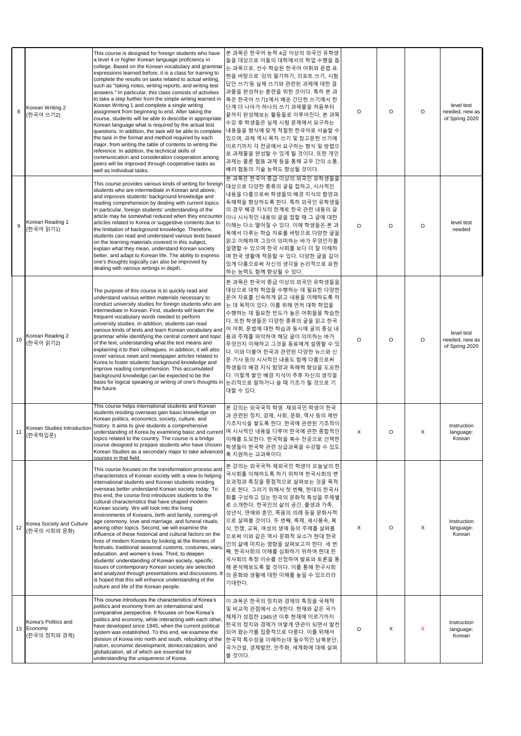| 8 | Korean Writing 2 (한국어 쓰기2) | This course is designed for foreign students who have a level 4 or higher Korean language proficiency in college. Based on the Korean vocabulary and grammar expressions learned before, it is a class for training to complete the results on tasks related to actual writing, such as "taking notes, writing reports, and writing test answers." In particular, this class consists of activities to take a step further from the simple writing learned in Korean Writing 1 and complete a single writing assignment from beginning to end. After taking the course, students will be able to describe in appropriate Korean language what is required by the actual test questions. In addition, the task will be able to complete the task in the format and method required by each major, from writing the table of contents to writing the reference. In addition, the technical skills of communication and consideration cooperation among peers will be improved through cooperative tasks as well as individual tasks. | 본 과목은 한국어 능력 4급 이상의 외국인 유학생들을 대상으로 이들의 대학에서의 학업 수행을 돕는 과목으로, 선수 학습된 한국어 어휘와 문법 표현을 바탕으로 '강의 필기하기, 리포트 쓰기, 시험 답안 쓰기'등 실제 쓰기와 관련된 과제에 대한 결과물을 완성하는 훈련을 위한 것이다. 특히 본 과목은 한국어 쓰기1에서 배운 간단한 쓰기에서 한 단계 더 나아가 하나의 쓰기 과제물을 처음부터 끝까지 완성해보는 활동들로 이루어진다. 본 과목 수강 후 학생들은 실제 시험 문제에서 요구하는 내용들을 형식에 맞게 적절한 한국어로 서술할 수 있으며, 과제 역시 목차 쓰기 및 참고문헌 쓰기에 이르기까지 각 전공에서 요구하는 형식 및 방법으로 과제물을 완성할 수 있게 될 것이다. 또한 개인 과제는 물론 협동 과제 등을 통해 교우 간의 소통, 배려 협동의 기술 능력도 향상될 것이다. | O | O | O | level test needed, new as of Spring 2020 |
|---|---|---|---|---|---|---|---|
| 9 | Korean Reading 1 (한국어 읽기1) | This course provides various kinds of writing for foreign students who are intermediate in Korean and above, and improves students' background knowledge and reading comprehension by dealing with current topics. In particular, foreign students' understanding of the article may be somewhat reduced when they encounter articles related to Korea or suggestive contents due to the limitation of background knowledge. Therefore, students can read and understand various texts based on the learning materials covered in this subject, explain what they mean, understand Korean society better, and adapt to Korean life. The ability to express one's thoughts logically can also be improved by dealing with various writings in depth. | 본 과목은 한국어 중급 이상의 외국인 유학생들을 대상으로 다양한 종류의 글을 접하고, 시사적인 내용을 다룸으로써 학생들의 배경 지식의 함양과 독해력을 향상하도록 한다. 특히 외국인 유학생들의 경우 배경 지식의 한계로 한국 관련 내용의 글이나 시사적인 내용의 글을 접할 때 그 글에 대한 이해는 다소 떨어질 수 있다. 이에 학생들은 본 과목에서 다루는 학습 자료를 바탕으로 다양한 글을 읽고 이해하며 그것이 의미하는 바가 무엇인지를 설명할 수 있으며 한국 사회를 보다 더 잘 이해하며 한국 생활에 적응할 수 있다. 다양한 글을 깊이 있게 다룸으로써 자신의 생각을 논리적으로 표현하는 능력도 함께 향상될 수 있다. | O | O | O | level test needed |
| 10 | Korean Reading 2 (한국어 읽기2) | The purpose of this course is to quickly read and understand various written materials necessary to conduct university studies for foreign students who are intermediate in Korean. First, students will learn the frequent vocabulary words needed to perform university studies. In addition, students can read various kinds of texts and learn Korean vocabulary and grammar while identifying the central content and topic of the text, understanding what the text means and explaining it to their colleagues. In addition, it will also cover various news and newspaper articles related to Korea to foster students' background knowledge and improve reading comprehension. This accumulated background knowledge can be expected to be the basis for logical speaking or writing of one's thoughts in the future. | 본 과목은 한국어 중급 이상의 외국인 유학생들을 대상으로 대학 학업을 수행하는 데 필요한 다양한 문어 자료를 신속하게 읽고 내용을 이해하도록 하는 데 목적이 있다. 이를 위해 먼저 대학 학업을 수행하는 데 필요한 빈도가 높은 어휘들을 학습한다. 또한 학생들은 다양한 종류의 글을 읽고 한국어 어휘, 문법에 대한 학습과 동시에 글의 중심 내용과 주제를 파악하여 해당 글이 의미하는 바가 무엇인지 이해하고 그것을 동료에게 설명할 수 있다. 이와 더불어 한국과 관련된 다양한 뉴스와 신문 기사 등의 시사적인 내용도 함께 다룸으로써 학생들의 배경 지식 함양과 독해력 향상을 도모한다. 이렇게 쌓인 배경 지식이 추후 자신의 생각을 논리적으로 말하거나 쓸 때 기초가 될 것으로 기대할 수 있다. | O | O | O | level test needed, new as of Spring 2020 |
| 11 | Korean Studies Introduction (한국학입문) | This course helps international students and Korean students residing overseas gain basic knowledge on Korean politics, economics, society, culture, and history. It aims to give students a comprehensive understanding of Korea by examining basic and current topics related to the country. The course is a bridge course designed to prepare students who have chosen Korean Studies as a secondary major to take advanced courses in that field. | 본 강의는 외국국적 학생· 재외국민 학생이 한국과 관련된 정치, 경제, 사회, 문화, 역사 등의 제반 기초지식을 쌓도록 한다. 한국에 관련된 기초적이며 시사적인 내용을 다루어 한국에 관한 종합적인 이해를 도모한다. 한국학을 복수 전공으로 선택한 학생들이 한국학 관련 상급과목을 수강할 수 있도록 지원하는 교과목이다. | X | O | X | Instruction language: Korean |
| 12 | Korea Society and Culture (한국의 사회와 문화) | This course focuses on the transformation process and characteristics of Korean society with a view to helping international students and Korean students residing overseas better understand Korean society today. To this end, the course first introduces students to the cultural characteristics that have shaped modern Korean society. We will look into the living environments of Koreans, birth and family, coming-of-age ceremony, love and marriage, and funeral rituals, among other topics. Second, we will examine the influence of these historical and cultural factors on the lives of modern Koreans by looking at the themes of festivals, traditional seasonal customs, costumes, wars, education, and women's lives. Third, to deepen students' understanding of Korean society, specific issues of contemporary Korean society are selected and analyzed through presentations and discussions. It is hoped that this will enhance understanding of the culture and life of the Korean people. | 본 강의는 외국국적·재외국민 학생이 오늘날의 한국사회를 이해하도록 하기 위하여 한국사회의 변모과정과 특징을 중점적으로 살펴보는 것을 목적으로 한다. 그러기 위해서 첫 번째, 현대의 한국사회를 구성하고 있는 한국의 문화적 특성을 주제별로 소개한다. 한국인의 삶의 공간, 출생과 가족, 성년식, 연애와 혼인, 죽음의 의례 등을 문화사적으로 살펴볼 것이다. 두 번째, 축제, 세시풍속, 복식, 전쟁, 교육, 여성의 생애 등의 주제를 살펴봄으로써 이와 같은 역사·문화적 요소가 현대 한국인의 삶에 미치는 영향을 살펴보고자 한다. 세 번째, 한국사회의 이해를 심화하기 위하여 현대 한국사회의 특정 이슈를 선정하여 발표와 토론을 통해 분석해보도록 할 것이다. 이를 통해 한국사회의 문화와 생활에 대한 이해를 높일 수 있으리라 기대한다. | X | O | X | Instruction language: Korean |
| 13 | Korea's Politics and Economy (한국의 정치와 경제) | This course introduces the characteristics of Korea's politics and economy from an international and comparative perspective. It focuses on how Korea's politics and economy, while interacting with each other, have developed since 1945, when the current political system was established. To this end, we examine the division of Korea into north and south, rebuilding of the nation, economic development, democratization, and globalization, all of which are essential for understanding the uniqueness of Korea. | 이 과목은 한국의 정치와 경제의 특징을 국제적 및 비교적 관점에서 소개한다. 현재와 같은 국가 체제가 성립한 1945년 이후 현재에 이르기까지 한국의 정치와 경제가 어떻게 연관이 되면서 발전되어 왔는가를 집중적으로 다룬다. 이를 위해서 한국적 특수성을 이해하는데 필수적인 남북분단, 국가건설, 경제발전, 민주화, 세계화에 대해 살펴볼 것이다. | O | X | X | Instruction language: Korean |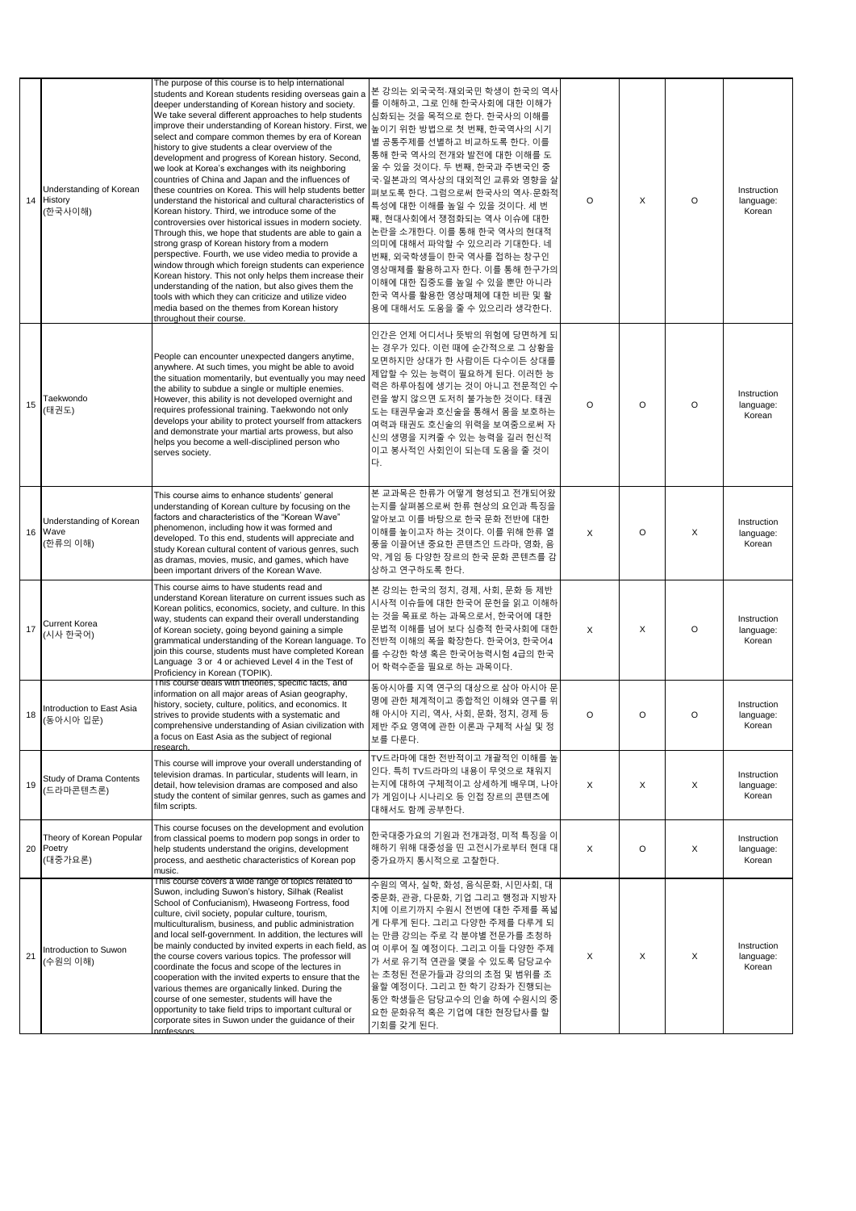| | | | | | | | |
|---|---|---|---|---|---|---|---|
| 14 | Understanding of Korean History (한국사이해) | The purpose of this course is to help international students and Korean students residing overseas gain a deeper understanding of Korean history and society. We take several different approaches to help students improve their understanding of Korean history. First, we select and compare common themes by era of Korean history to give students a clear overview of the development and progress of Korean history. Second, we look at Korea's exchanges with its neighboring countries of China and Japan and the influences of these countries on Korea. This will help students better understand the historical and cultural characteristics of Korean history. Third, we introduce some of the controversies over historical issues in modern society. Through this, we hope that students are able to gain a strong grasp of Korean history from a modern perspective. Fourth, we use video media to provide a window through which foreign students can experience Korean history. This not only helps them increase their understanding of the nation, but also gives them the tools with which they can criticize and utilize video media based on the themes from Korean history throughout their course. | 본 강의는 외국국적·재외국민 학생이 한국의 역사를 이해하고, 그로 인해 한국사회에 대한 이해가 심화되는 것을 목적으로 한다. 한국사의 이해를 높이기 위한 방법으로 첫 번째, 한국역사의 시기별 공통주제를 선별하고 비교하도록 한다. 이를 통해 한국 역사의 전개와 발전에 대한 이해를 도울 수 있을 것이다. 두 번째, 한국과 주변국인 중국·일본과의 역사상의 대외적인 교류와 영향을 살펴보도록 한다. 그럼으로써 한국사의 역사·문화적 특성에 대한 이해를 높일 수 있을 것이다. 세 번째, 현대사회에서 쟁점화되는 역사 이슈에 대한 논란을 소개한다. 이를 통해 한국 역사의 현대적 의미에 대해서 파악할 수 있으리라 기대한다. 네 번째, 외국학생들이 한국 역사를 접하는 창구인 영상매체를 활용하고자 한다. 이를 통해 한구가의 이해에 대한 집중도를 높일 수 있을 뿐만 아니라 한국 역사를 활용한 영상매체에 대한 비판 및 활용에 대해서도 도움을 줄 수 있으리라 생각한다. | O | X | O | Instruction language: Korean |
| 15 | Taekwondo (태권도) | People can encounter unexpected dangers anytime, anywhere. At such times, you might be able to avoid the situation momentarily, but eventually you may need the ability to subdue a single or multiple enemies. However, this ability is not developed overnight and requires professional training. Taekwondo not only develops your ability to protect yourself from attackers and demonstrate your martial arts prowess, but also helps you become a well-disciplined person who serves society. | 인간은 언제 어디서나 뜻밖의 위험에 당면하게 되는 경우가 있다. 이런 때에 순간적으로 그 상황을 모면하지만 상대가 한 사람이든 다수이든 상대를 제압할 수 있는 능력이 필요하게 된다. 이러한 능력은 하루아침에 생기는 것이 아니고 전문적인 수련을 쌓지 않으면 도저히 불가능한 것이다. 태권도는 태권무술과 호신술을 통해서 몸을 보호하는 여력과 태권도 호신술의 위력을 보여줌으로써 자신의 생명을 지켜줄 수 있는 능력을 길러 헌신적이고 봉사적인 사회인이 되는데 도움을 줄 것이다. | O | O | O | Instruction language: Korean |
| 16 | Understanding of Korean Wave (한류의 이해) | This course aims to enhance students' general understanding of Korean culture by focusing on the factors and characteristics of the "Korean Wave" phenomenon, including how it was formed and developed. To this end, students will appreciate and study Korean cultural content of various genres, such as dramas, movies, music, and games, which have been important drivers of the Korean Wave. | 본 교과목은 한류가 어떻게 형성되고 전개되어왔는지를 살펴봄으로써 한류 현상의 요인과 특징을 알아보고 이를 바탕으로 한국 문화 전반에 대한 이해를 높이고자 하는 것이다. 이를 위해 한류 열풍을 이끌어낸 중요한 콘텐츠인 드라마, 영화, 음악, 게임 등 다양한 장르의 한국 문화 콘텐츠를 감상하고 연구하도록 한다. | X | O | X | Instruction language: Korean |
| 17 | Current Korea (시사 한국어) | This course aims to have students read and understand Korean literature on current issues such as Korean politics, economics, society, and culture. In this way, students can expand their overall understanding of Korean society, going beyond gaining a simple grammatical understanding of the Korean language. To join this course, students must have completed Korean Language 3 or 4 or achieved Level 4 in the Test of Proficiency in Korean (TOPIK). | 본 강의는 한국의 정치, 경제, 사회, 문화 등 제반 시사적 이슈들에 대한 한국어 문헌을 읽고 이해하는 것을 목표로 하는 과목으로서, 한국어에 대한 문법적 이해를 넘어 보다 심층적 한국사회에 대한 전반적 이해의 폭을 확장한다. 한국어3, 한국어4를 수강한 학생 혹은 한국어능력시험 4급의 한국어 학력수준을 필요로 하는 과목이다. | X | X | O | Instruction language: Korean |
| 18 | Introduction to East Asia (동아시아 입문) | This course deals with theories, specific facts, and information on all major areas of Asian geography, history, society, culture, politics, and economics. It strives to provide students with a systematic and comprehensive understanding of Asian civilization with a focus on East Asia as the subject of regional research. | 동아시아를 지역 연구의 대상으로 삼아 아시아 문명에 관한 체계적이고 종합적인 이해와 연구를 위해 아시아 지리, 역사, 사회, 문화, 정치, 경제 등 제반 주요 영역에 관한 이론과 구체적 사실 및 정보를 다룬다. | O | O | O | Instruction language: Korean |
| 19 | Study of Drama Contents (드라마콘텐츠론) | This course will improve your overall understanding of television dramas. In particular, students will learn, in detail, how television dramas are composed and also study the content of similar genres, such as games and film scripts. | TV드라마에 대한 전반적이고 개괄적인 이해를 높인다. 특히 TV드라마의 내용이 무엇으로 채워지는지에 대하여 구체적이고 상세하게 배우며, 나아가 게임이나 시나리오 등 인접 장르의 콘텐츠에 대해서도 함께 공부한다. | X | X | O | Instruction language: Korean |
| 20 | Theory of Korean Popular Poetry (대중가요론) | This course focuses on the development and evolution from classical poems to modern pop songs in order to help students understand the origins, development process, and aesthetic characteristics of Korean pop music. | 한국대중가요의 기원과 전개과정, 미적 특징을 이해하기 위해 대중성을 띤 고전시가로부터 현대 대중가요까지 통시적으로 고찰한다. | X | O | X | Instruction language: Korean |
| 21 | Introduction to Suwon (수원의 이해) | This course covers a wide range of topics related to Suwon, including Suwon's history, Silhak (Realist School of Confucianism), Hwaseong Fortress, food culture, civil society, popular culture, tourism, multiculturalism, business, and public administration and local self-government. In addition, the lectures will be mainly conducted by invited experts in each field, as the course covers various topics. The professor will coordinate the focus and scope of the lectures in cooperation with the invited experts to ensure that the various themes are organically linked. During the course of one semester, students will have the opportunity to take field trips to important cultural or corporate sites in Suwon under the guidance of their professors. | 수원의 역사, 실학, 화성, 음식문화, 시민사회, 대중문화, 관광, 다문화, 기업 그리고 행정과 지방자치에 이르기까지 수원시 전반에 대한 주제를 폭넓게 다루게 된다. 그리고 다양한 주제를 다루게 되는 만큼 강의는 주로 각 분야별 전문가를 초청하여 이루어 질 예정이다. 그리고 이들 다양한 주제가 서로 유기적 연관을 맺을 수 있도록 담당교수는 초청된 전문가들과 강의의 초점 및 범위를 조율할 예정이다. 그리고 한 학기 강좌가 진행되는 동안 학생들은 담당교수의 인솔 하에 수원시의 중요한 문화유적 혹은 기업에 대한 현장답사를 할 기회를 갖게 된다. | X | X | X | Instruction language: Korean |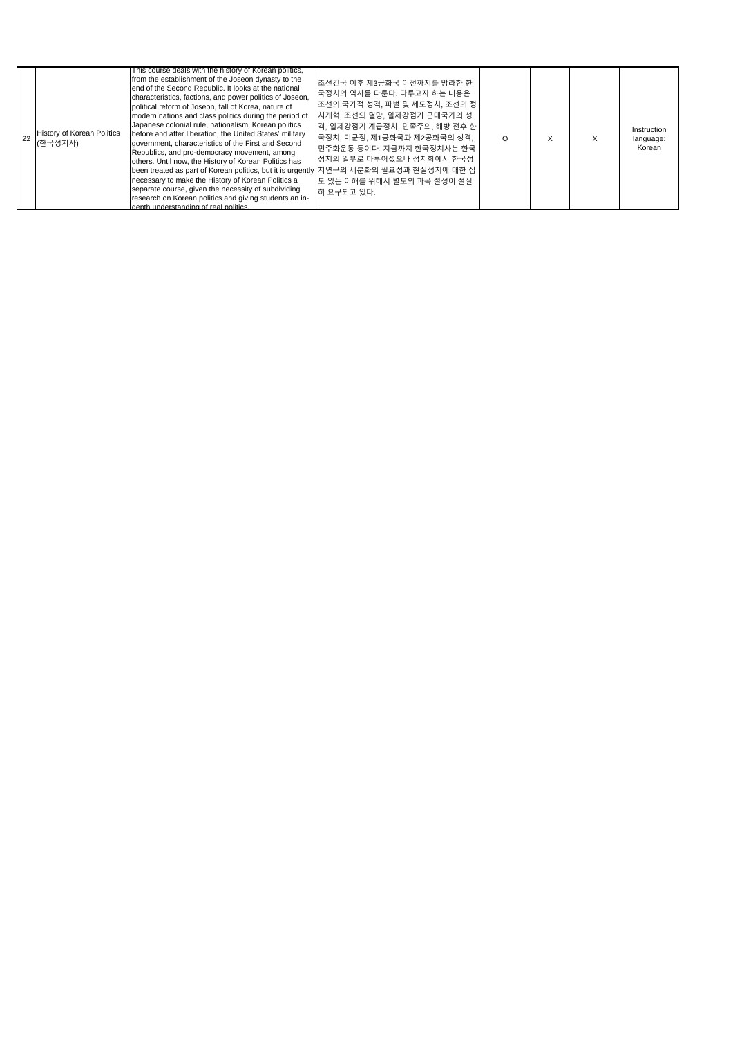| | | | | | | | |
|---|---|---|---|---|---|---|---|
| 22 | History of Korean Politics (한국정치사) | This course deals with the history of Korean politics, from the establishment of the Joseon dynasty to the end of the Second Republic. It looks at the national characteristics, factions, and power politics of Joseon, political reform of Joseon, fall of Korea, nature of modern nations and class politics during the period of Japanese colonial rule, nationalism, Korean politics before and after liberation, the United States' military government, characteristics of the First and Second Republics, and pro-democracy movement, among others. Until now, the History of Korean Politics has been treated as part of Korean politics, but it is urgently necessary to make the History of Korean Politics a separate course, given the necessity of subdividing research on Korean politics and giving students an in-depth understanding of real politics. | 조선건국 이후 제3공화국 이전까지를 망라한 한국정치의 역사를 다룬다. 다루고자 하는 내용은 조선의 국가적 성격, 파벌 및 세도정치, 조선의 정치개혁, 조선의 멸망, 일제강점기 근대국가의 성격, 일제강점기 계급정치, 민족주의, 해방 전후 한국정치, 미군정, 제1공화국과 제2공화국의 성격, 민주화운동 등이다. 지금까지 한국정치사는 한국정치의 일부로 다루어졌으나 정치학에서 한국정치연구의 세분화의 필요성과 현실정치에 대한 심도 있는 이해를 위해서 별도의 과목 설정이 절실히 요구되고 있다. | O | X | X | Instruction language: Korean |